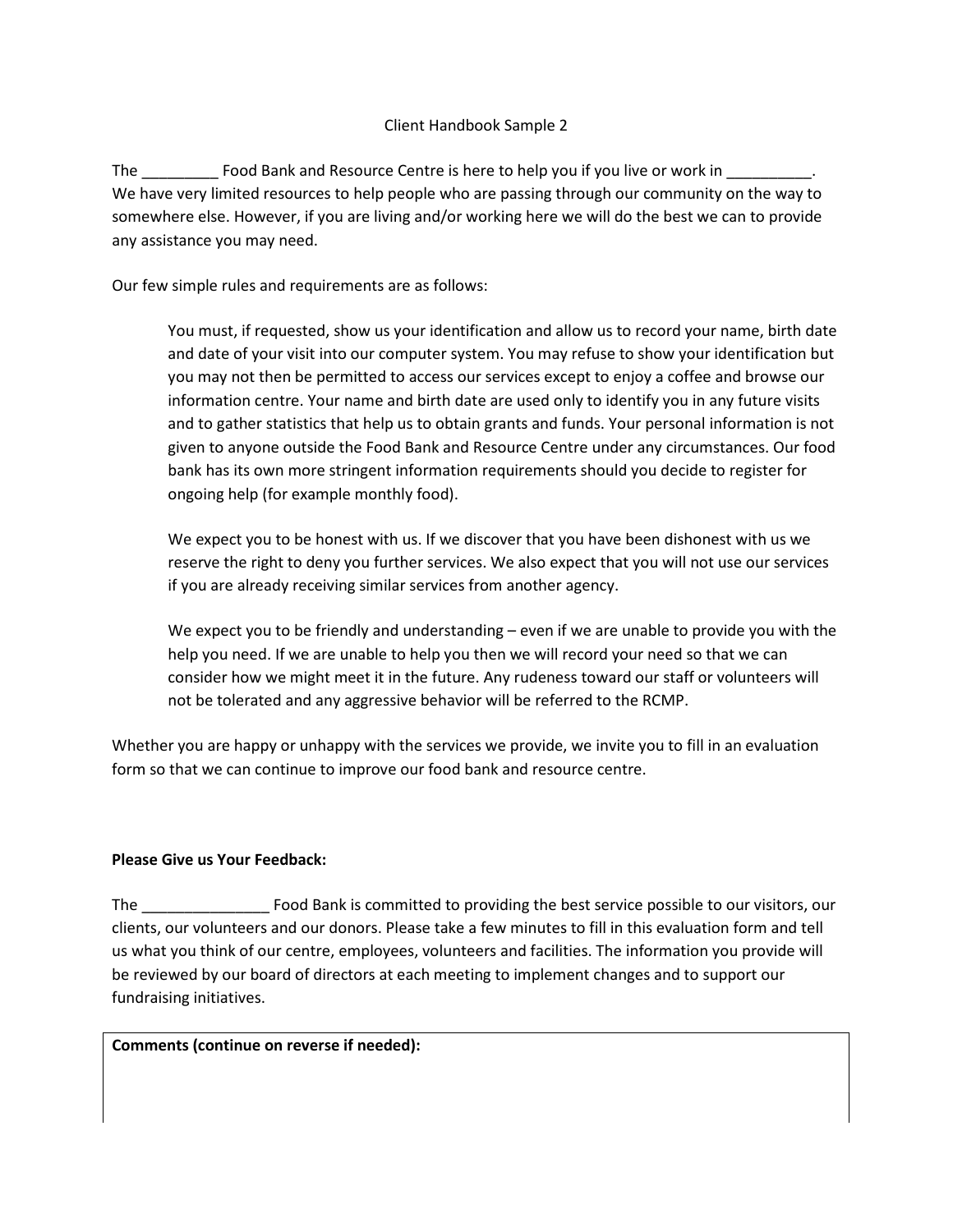Client Handbook Sample 2

The _________ Food Bank and Resource Centre is here to help you if you live or work in __________. We have very limited resources to help people who are passing through our community on the way to somewhere else. However, if you are living and/or working here we will do the best we can to provide any assistance you may need.

Our few simple rules and requirements are as follows:

> You must, if requested, show us your identification and allow us to record your name, birth date and date of your visit into our computer system. You may refuse to show your identification but you may not then be permitted to access our services except to enjoy a coffee and browse our information centre. Your name and birth date are used only to identify you in any future visits and to gather statistics that help us to obtain grants and funds. Your personal information is not given to anyone outside the Food Bank and Resource Centre under any circumstances. Our food bank has its own more stringent information requirements should you decide to register for ongoing help (for example monthly food).
>
> We expect you to be honest with us. If we discover that you have been dishonest with us we reserve the right to deny you further services. We also expect that you will not use our services if you are already receiving similar services from another agency.
>
> We expect you to be friendly and understanding – even if we are unable to provide you with the help you need. If we are unable to help you then we will record your need so that we can consider how we might meet it in the future. Any rudeness toward our staff or volunteers will not be tolerated and any aggressive behavior will be referred to the RCMP.

Whether you are happy or unhappy with the services we provide, we invite you to fill in an evaluation form so that we can continue to improve our food bank and resource centre.

**Please Give us Your Feedback:**

The _______________ Food Bank is committed to providing the best service possible to our visitors, our clients, our volunteers and our donors. Please take a few minutes to fill in this evaluation form and tell us what you think of our centre, employees, volunteers and facilities. The information you provide will be reviewed by our board of directors at each meeting to implement changes and to support our fundraising initiatives.

**Comments (continue on reverse if needed):**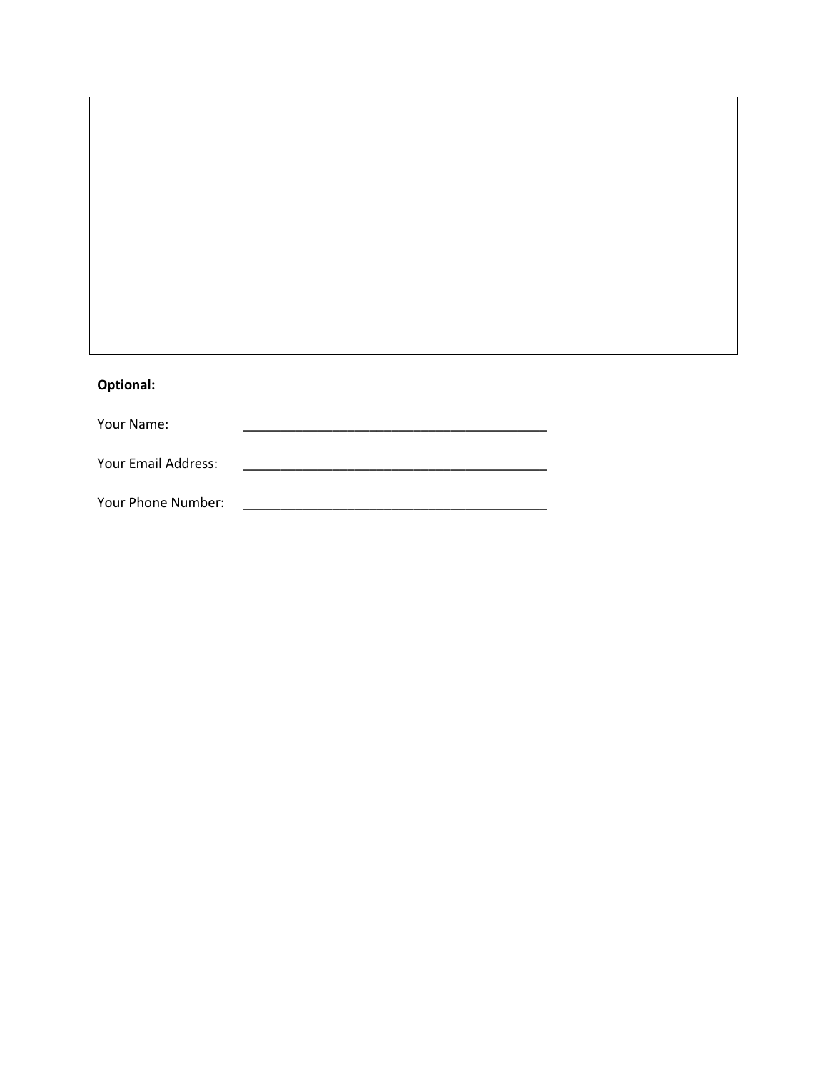**Optional:**

Your Name: ___________________________________________

Your Email Address: ___________________________________________

Your Phone Number: ___________________________________________